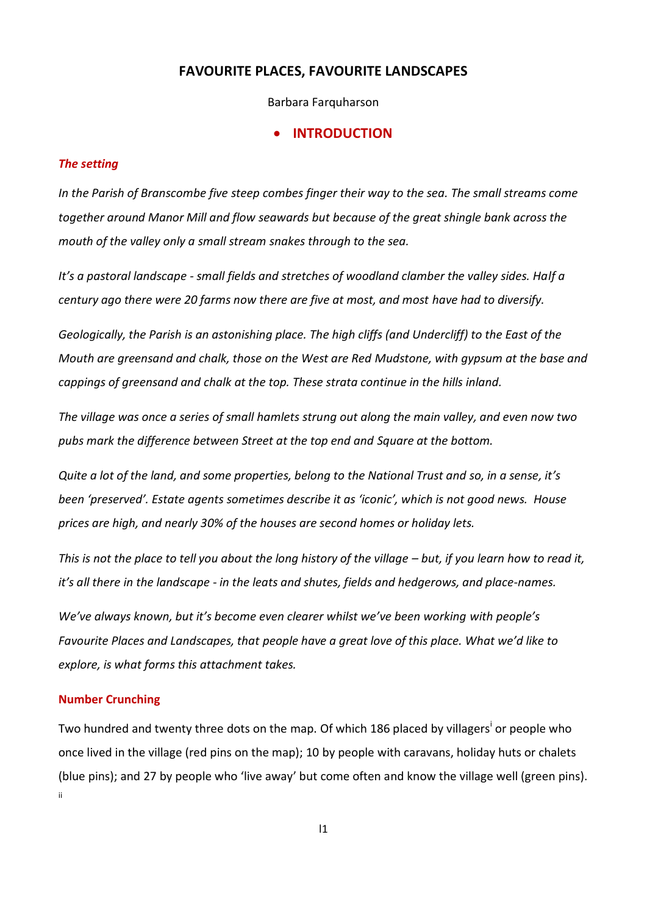# FAVOURITE PLACES, FAVOURITE LANDSCAPES

Barbara Farquharson

## • INTRODUCTION

### *The setting*

*In the Parish of Branscombe five steep combes finger their way to the sea. The small streams come together around Manor Mill and flow seawards but because of the great shingle bank across the mouth of the valley only a small stream snakes through to the sea.*

*It's a pastoral landscape - small fields and stretches of woodland clamber the valley sides. Half a century ago there were 20 farms now there are five at most, and most have had to diversify.*

*Geologically, the Parish is an astonishing place. The high cliffs (and Undercliff) to the East of the Mouth are greensand and chalk, those on the West are Red Mudstone, with gypsum at the base and cappings of greensand and chalk at the top. These strata continue in the hills inland.*

*The village was once a series of small hamlets strung out along the main valley, and even now two pubs mark the difference between Street at the top end and Square at the bottom.*

*Quite a lot of the land, and some properties, belong to the National Trust and so, in a sense, it's been 'preserved'. Estate agents sometimes describe it as 'iconic', which is not good news. House prices are high, and nearly 30% of the houses are second homes or holiday lets.*

*This is not the place to tell you about the long history of the village – but, if you learn how to read it, it's all there in the landscape - in the leats and shutes, fields and hedgerows, and place-names.*

*We've always known, but it's become even clearer whilst we've been working with people's Favourite Places and Landscapes, that people have a great love of this place. What we'd like to explore, is what forms this attachment takes.*

### Number Crunching

Two hundred and twenty three dots on the map. Of which 186 placed by villagers[i] or people who once lived in the village (red pins on the map); 10 by people with caravans, holiday huts or chalets (blue pins); and 27 by people who 'live away' but come often and know the village well (green pins).[ii]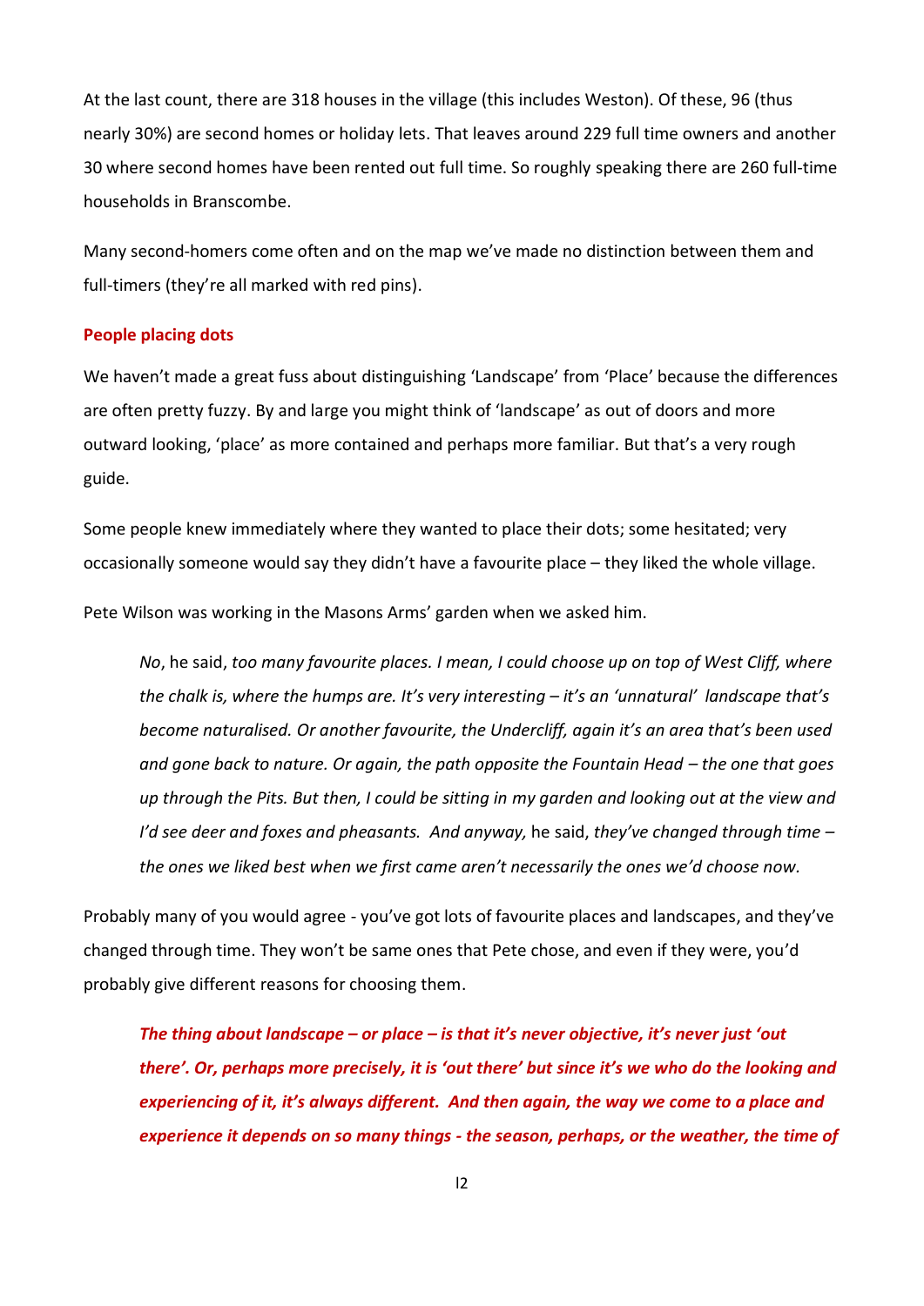At the last count, there are 318 houses in the village (this includes Weston). Of these, 96 (thus nearly 30%) are second homes or holiday lets. That leaves around 229 full time owners and another 30 where second homes have been rented out full time. So roughly speaking there are 260 full-time households in Branscombe.

Many second-homers come often and on the map we've made no distinction between them and full-timers (they're all marked with red pins).

**People placing dots**

We haven't made a great fuss about distinguishing 'Landscape' from 'Place' because the differences are often pretty fuzzy. By and large you might think of 'landscape' as out of doors and more outward looking, 'place' as more contained and perhaps more familiar. But that's a very rough guide.

Some people knew immediately where they wanted to place their dots; some hesitated; very occasionally someone would say they didn't have a favourite place – they liked the whole village.

Pete Wilson was working in the Masons Arms' garden when we asked him.

> *No*, he said, *too many favourite places. I mean, I could choose up on top of West Cliff, where the chalk is, where the humps are. It's very interesting – it's an 'unnatural' landscape that's become naturalised. Or another favourite, the Undercliff, again it's an area that's been used and gone back to nature. Or again, the path opposite the Fountain Head – the one that goes up through the Pits. But then, I could be sitting in my garden and looking out at the view and I'd see deer and foxes and pheasants. And anyway,* he said, *they've changed through time – the ones we liked best when we first came aren't necessarily the ones we'd choose now.*

Probably many of you would agree - you've got lots of favourite places and landscapes, and they've changed through time. They won't be same ones that Pete chose, and even if they were, you'd probably give different reasons for choosing them.

> ***The thing about landscape – or place – is that it's never objective, it's never just 'out there'. Or, perhaps more precisely, it is 'out there' but since it's we who do the looking and experiencing of it, it's always different. And then again, the way we come to a place and experience it depends on so many things - the season, perhaps, or the weather, the time of***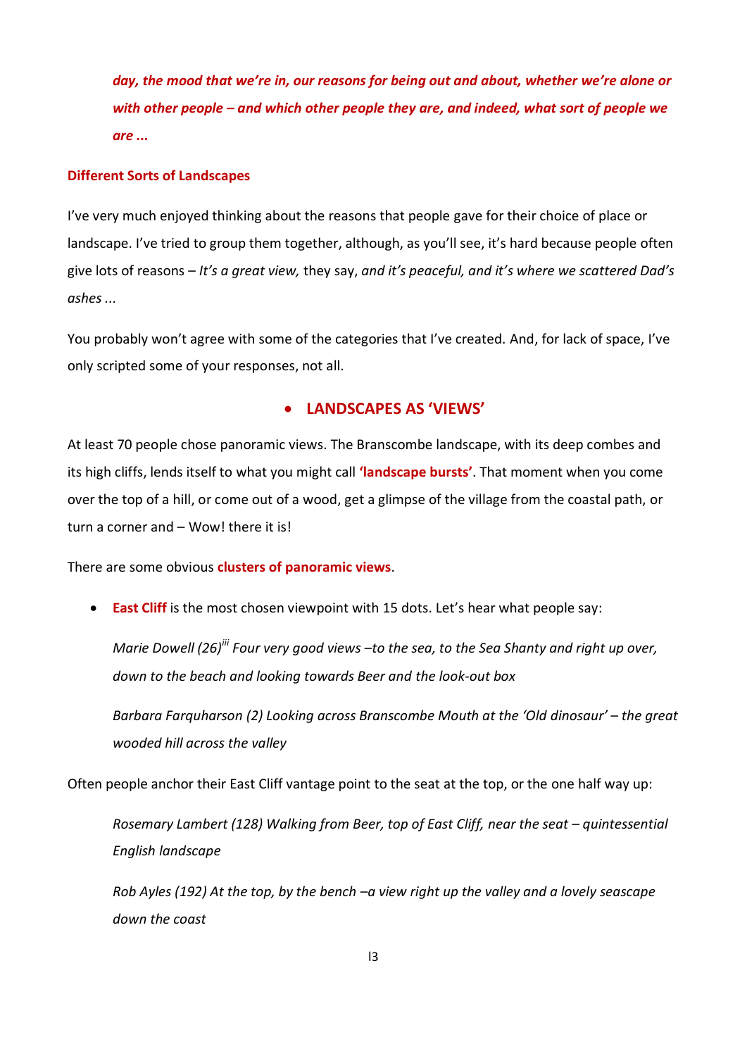*day, the mood that we're in, our reasons for being out and about, whether we're alone or with other people – and which other people they are, and indeed, what sort of people we are ...*

**Different Sorts of Landscapes**

I've very much enjoyed thinking about the reasons that people gave for their choice of place or landscape. I've tried to group them together, although, as you'll see, it's hard because people often give lots of reasons – *It's a great view,* they say, *and it's peaceful, and it's where we scattered Dad's ashes ...*

You probably won't agree with some of the categories that I've created. And, for lack of space, I've only scripted some of your responses, not all.

## • LANDSCAPES AS 'VIEWS'

At least 70 people chose panoramic views. The Branscombe landscape, with its deep combes and its high cliffs, lends itself to what you might call **'landscape bursts'**. That moment when you come over the top of a hill, or come out of a wood, get a glimpse of the village from the coastal path, or turn a corner and – Wow! there it is!

There are some obvious **clusters of panoramic views**.

- **East Cliff** is the most chosen viewpoint with 15 dots. Let's hear what people say:

*Marie Dowell (26)[iii] Four very good views –to the sea, to the Sea Shanty and right up over, down to the beach and looking towards Beer and the look-out box*

*Barbara Farquharson (2) Looking across Branscombe Mouth at the 'Old dinosaur' – the great wooded hill across the valley*

Often people anchor their East Cliff vantage point to the seat at the top, or the one half way up:

*Rosemary Lambert (128) Walking from Beer, top of East Cliff, near the seat – quintessential English landscape*

*Rob Ayles (192) At the top, by the bench –a view right up the valley and a lovely seascape down the coast*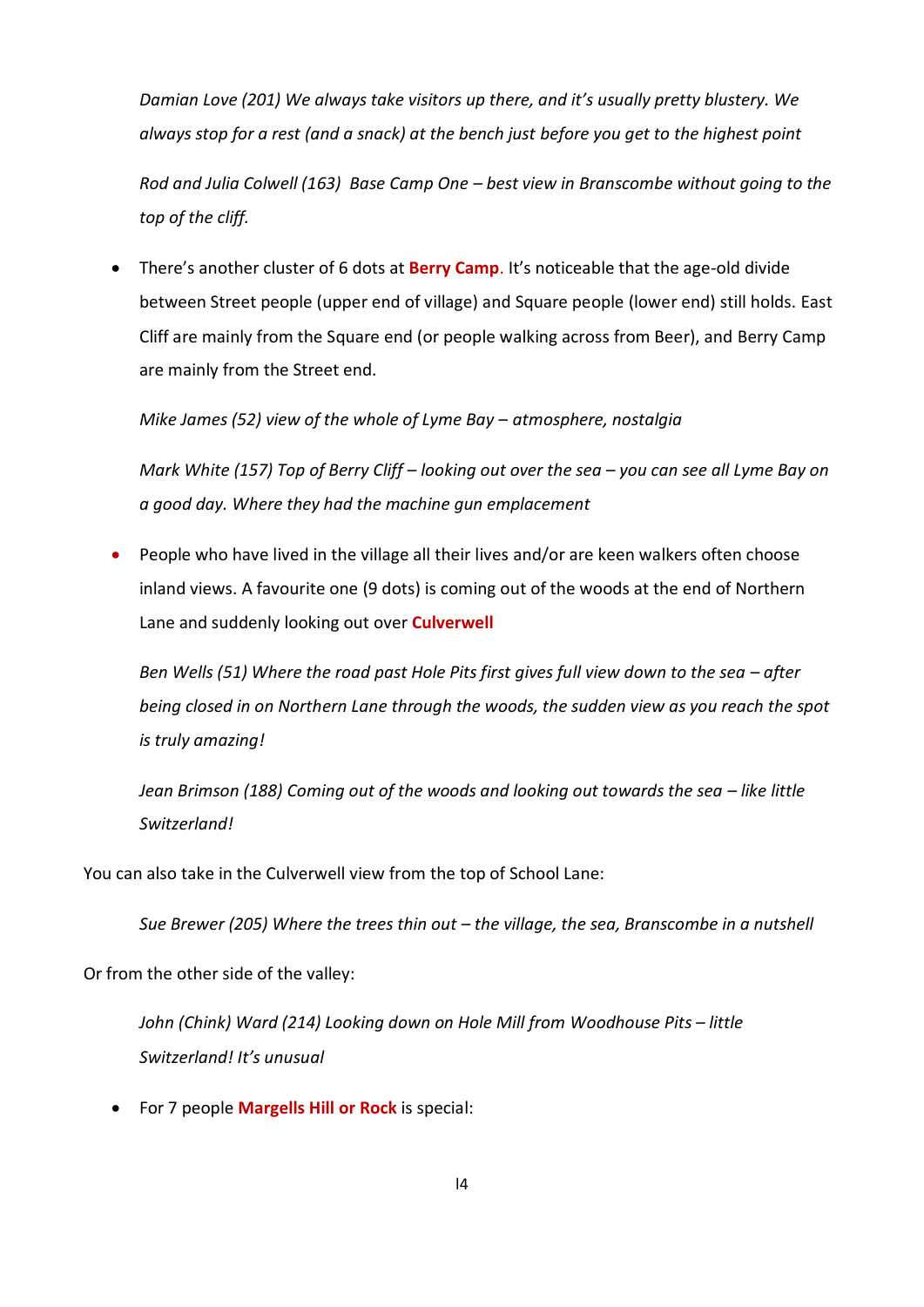*Damian Love (201) We always take visitors up there, and it's usually pretty blustery. We always stop for a rest (and a snack) at the bench just before you get to the highest point*

*Rod and Julia Colwell (163) Base Camp One – best view in Branscombe without going to the top of the cliff.*

- There's another cluster of 6 dots at **Berry Camp**. It's noticeable that the age-old divide between Street people (upper end of village) and Square people (lower end) still holds. East Cliff are mainly from the Square end (or people walking across from Beer), and Berry Camp are mainly from the Street end.

  *Mike James (52) view of the whole of Lyme Bay – atmosphere, nostalgia*

  *Mark White (157) Top of Berry Cliff – looking out over the sea – you can see all Lyme Bay on a good day. Where they had the machine gun emplacement*

- People who have lived in the village all their lives and/or are keen walkers often choose inland views. A favourite one (9 dots) is coming out of the woods at the end of Northern Lane and suddenly looking out over **Culverwell**

  *Ben Wells (51) Where the road past Hole Pits first gives full view down to the sea – after being closed in on Northern Lane through the woods, the sudden view as you reach the spot is truly amazing!*

  *Jean Brimson (188) Coming out of the woods and looking out towards the sea – like little Switzerland!*

You can also take in the Culverwell view from the top of School Lane:

*Sue Brewer (205) Where the trees thin out – the village, the sea, Branscombe in a nutshell*

Or from the other side of the valley:

*John (Chink) Ward (214) Looking down on Hole Mill from Woodhouse Pits – little Switzerland! It's unusual*

- For 7 people **Margells Hill or Rock** is special: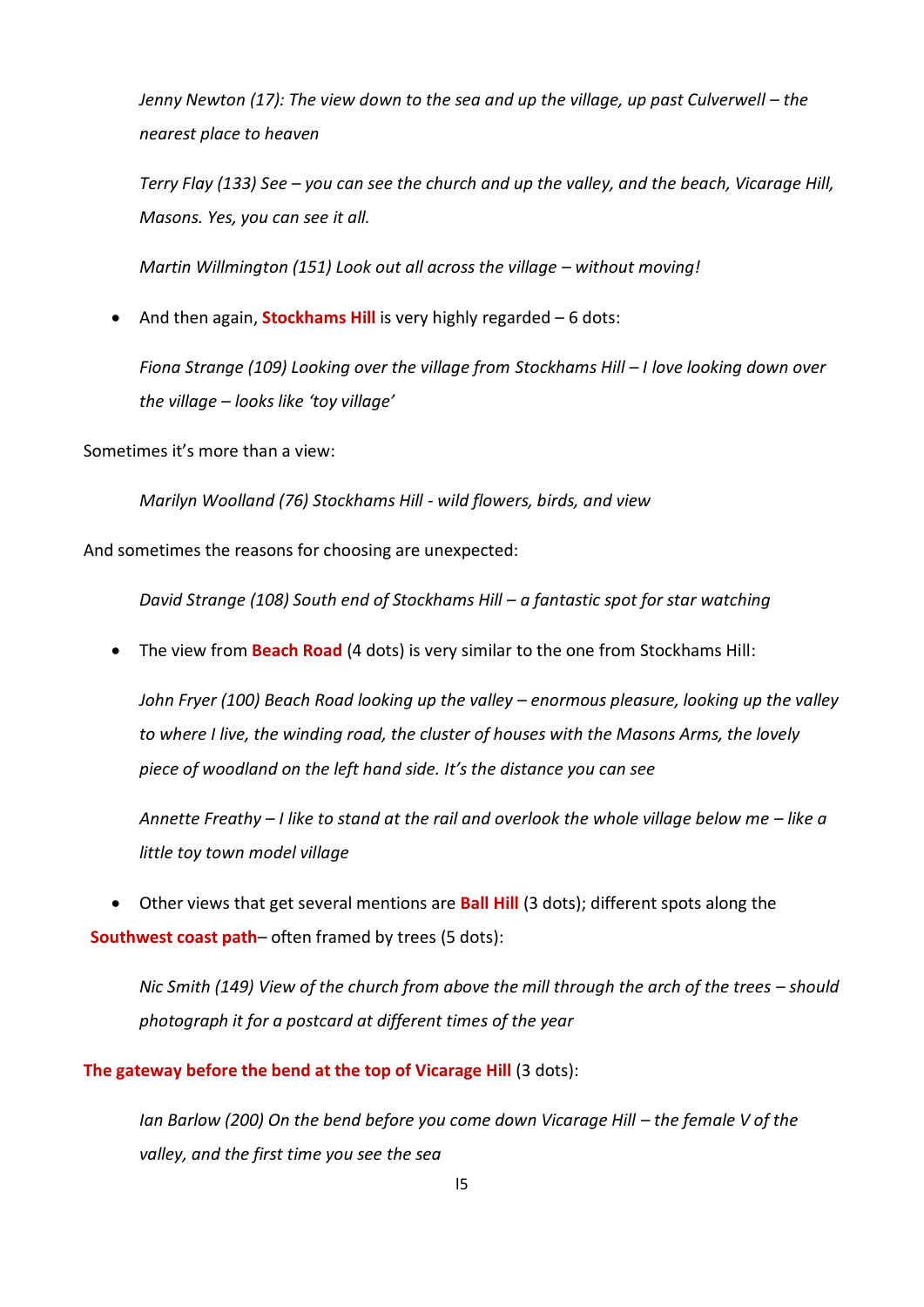*Jenny Newton (17): The view down to the sea and up the village, up past Culverwell – the nearest place to heaven*

*Terry Flay (133) See – you can see the church and up the valley, and the beach, Vicarage Hill, Masons. Yes, you can see it all.*

*Martin Willmington (151) Look out all across the village – without moving!*

- And then again, **Stockhams Hill** is very highly regarded – 6 dots:

*Fiona Strange (109) Looking over the village from Stockhams Hill – I love looking down over the village – looks like 'toy village'*

Sometimes it's more than a view:

*Marilyn Woolland (76) Stockhams Hill - wild flowers, birds, and view*

And sometimes the reasons for choosing are unexpected:

*David Strange (108) South end of Stockhams Hill – a fantastic spot for star watching*

- The view from **Beach Road** (4 dots) is very similar to the one from Stockhams Hill:

*John Fryer (100) Beach Road looking up the valley – enormous pleasure, looking up the valley to where I live, the winding road, the cluster of houses with the Masons Arms, the lovely piece of woodland on the left hand side. It's the distance you can see*

*Annette Freathy – I like to stand at the rail and overlook the whole village below me – like a little toy town model village*

- Other views that get several mentions are **Ball Hill** (3 dots); different spots along the **Southwest coast path**– often framed by trees (5 dots):

*Nic Smith (149) View of the church from above the mill through the arch of the trees – should photograph it for a postcard at different times of the year*

**The gateway before the bend at the top of Vicarage Hill** (3 dots):

*Ian Barlow (200) On the bend before you come down Vicarage Hill – the female V of the valley, and the first time you see the sea*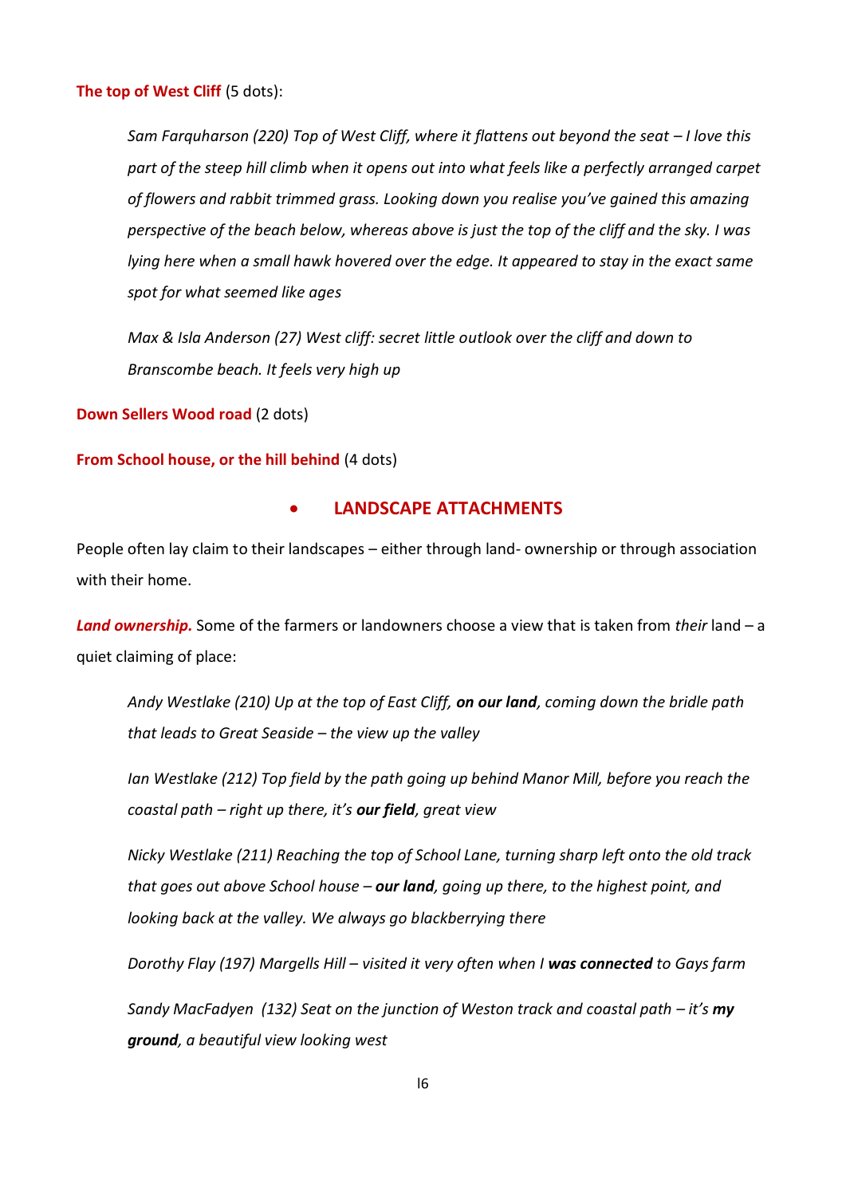**The top of West Cliff** (5 dots):

> *Sam Farquharson (220) Top of West Cliff, where it flattens out beyond the seat – I love this part of the steep hill climb when it opens out into what feels like a perfectly arranged carpet of flowers and rabbit trimmed grass. Looking down you realise you've gained this amazing perspective of the beach below, whereas above is just the top of the cliff and the sky. I was lying here when a small hawk hovered over the edge. It appeared to stay in the exact same spot for what seemed like ages*

> *Max & Isla Anderson (27) West cliff: secret little outlook over the cliff and down to Branscombe beach. It feels very high up*

**Down Sellers Wood road** (2 dots)

**From School house, or the hill behind** (4 dots)

## • LANDSCAPE ATTACHMENTS

People often lay claim to their landscapes – either through land- ownership or through association with their home.

***Land ownership.*** Some of the farmers or landowners choose a view that is taken from *their* land – a quiet claiming of place:

> *Andy Westlake (210) Up at the top of East Cliff, **on our land**, coming down the bridle path that leads to Great Seaside – the view up the valley*

> *Ian Westlake (212) Top field by the path going up behind Manor Mill, before you reach the coastal path – right up there, it's **our field**, great view*

> *Nicky Westlake (211) Reaching the top of School Lane, turning sharp left onto the old track that goes out above School house – **our land**, going up there, to the highest point, and looking back at the valley. We always go blackberrying there*

> *Dorothy Flay (197) Margells Hill – visited it very often when I **was connected** to Gays farm*

> *Sandy MacFadyen (132) Seat on the junction of Weston track and coastal path – it's **my ground**, a beautiful view looking west*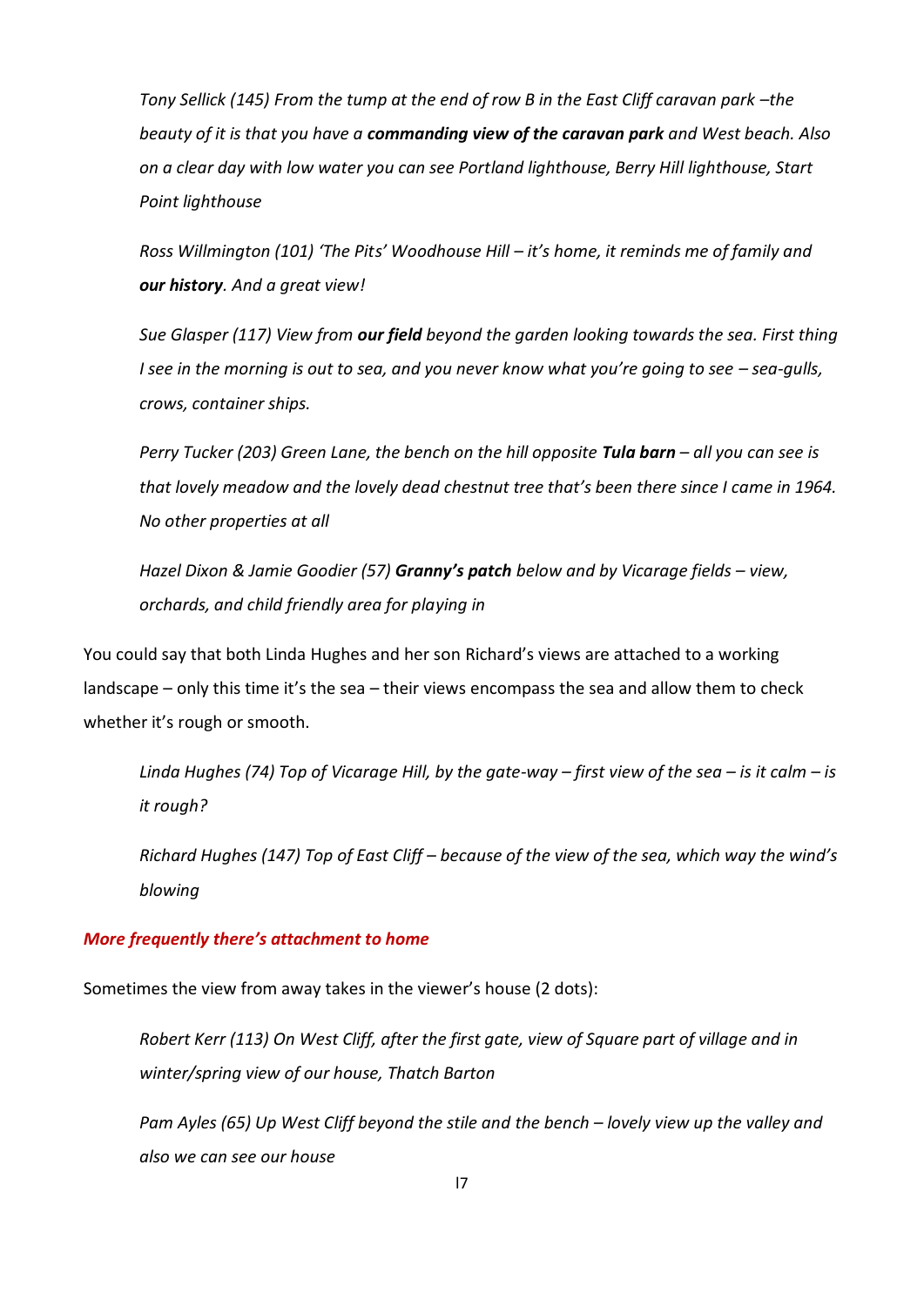*Tony Sellick (145) From the tump at the end of row B in the East Cliff caravan park –the beauty of it is that you have a **commanding view of the caravan park** and West beach. Also on a clear day with low water you can see Portland lighthouse, Berry Hill lighthouse, Start Point lighthouse*

*Ross Willmington (101) 'The Pits' Woodhouse Hill – it's home, it reminds me of family and **our history**. And a great view!*

*Sue Glasper (117) View from **our field** beyond the garden looking towards the sea. First thing I see in the morning is out to sea, and you never know what you're going to see – sea-gulls, crows, container ships.*

*Perry Tucker (203) Green Lane, the bench on the hill opposite **Tula barn** – all you can see is that lovely meadow and the lovely dead chestnut tree that's been there since I came in 1964. No other properties at all*

*Hazel Dixon & Jamie Goodier (57) **Granny's patch** below and by Vicarage fields – view, orchards, and child friendly area for playing in*

You could say that both Linda Hughes and her son Richard's views are attached to a working landscape – only this time it's the sea – their views encompass the sea and allow them to check whether it's rough or smooth.

*Linda Hughes (74) Top of Vicarage Hill, by the gate-way – first view of the sea – is it calm – is it rough?*

*Richard Hughes (147) Top of East Cliff – because of the view of the sea, which way the wind's blowing*

***More frequently there's attachment to home***

Sometimes the view from away takes in the viewer's house (2 dots):

*Robert Kerr (113) On West Cliff, after the first gate, view of Square part of village and in winter/spring view of our house, Thatch Barton*

*Pam Ayles (65) Up West Cliff beyond the stile and the bench – lovely view up the valley and also we can see our house*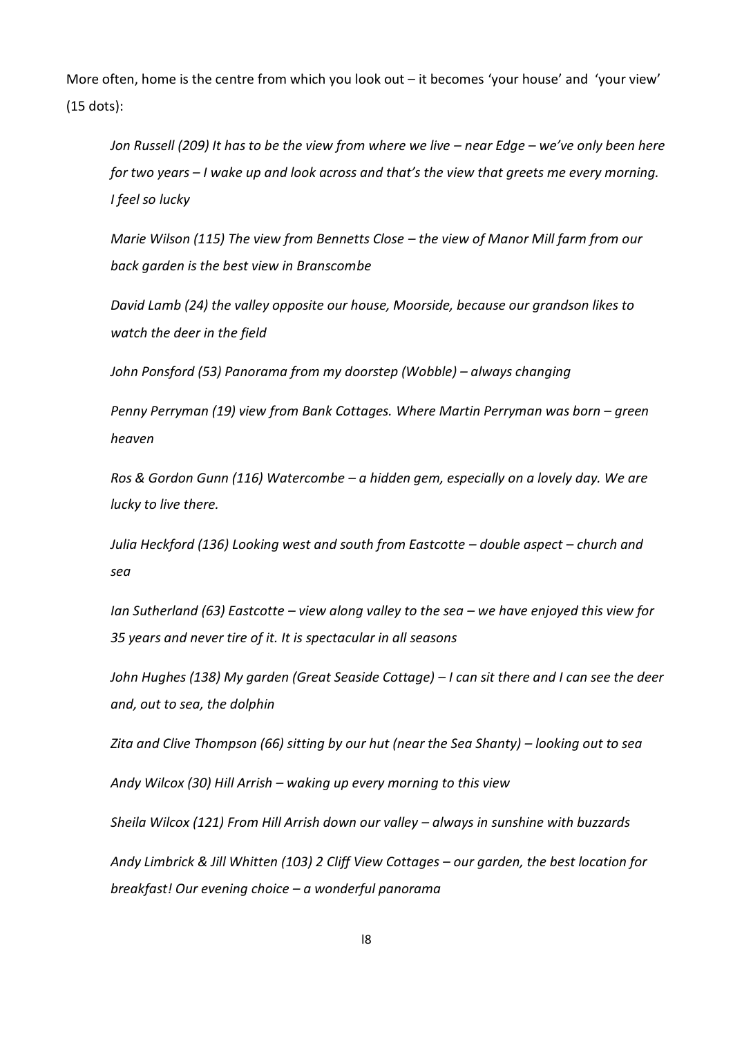More often, home is the centre from which you look out – it becomes 'your house' and 'your view' (15 dots):

*Jon Russell (209) It has to be the view from where we live – near Edge – we've only been here for two years – I wake up and look across and that's the view that greets me every morning. I feel so lucky*

*Marie Wilson (115) The view from Bennetts Close – the view of Manor Mill farm from our back garden is the best view in Branscombe*

*David Lamb (24) the valley opposite our house, Moorside, because our grandson likes to watch the deer in the field*

*John Ponsford (53) Panorama from my doorstep (Wobble) – always changing*

*Penny Perryman (19) view from Bank Cottages. Where Martin Perryman was born – green heaven*

*Ros & Gordon Gunn (116) Watercombe – a hidden gem, especially on a lovely day. We are lucky to live there.*

*Julia Heckford (136) Looking west and south from Eastcotte – double aspect – church and sea*

*Ian Sutherland (63) Eastcotte – view along valley to the sea – we have enjoyed this view for 35 years and never tire of it. It is spectacular in all seasons*

*John Hughes (138) My garden (Great Seaside Cottage) – I can sit there and I can see the deer and, out to sea, the dolphin*

*Zita and Clive Thompson (66) sitting by our hut (near the Sea Shanty) – looking out to sea*

*Andy Wilcox (30) Hill Arrish – waking up every morning to this view*

*Sheila Wilcox (121) From Hill Arrish down our valley – always in sunshine with buzzards*

*Andy Limbrick & Jill Whitten (103) 2 Cliff View Cottages – our garden, the best location for breakfast! Our evening choice – a wonderful panorama*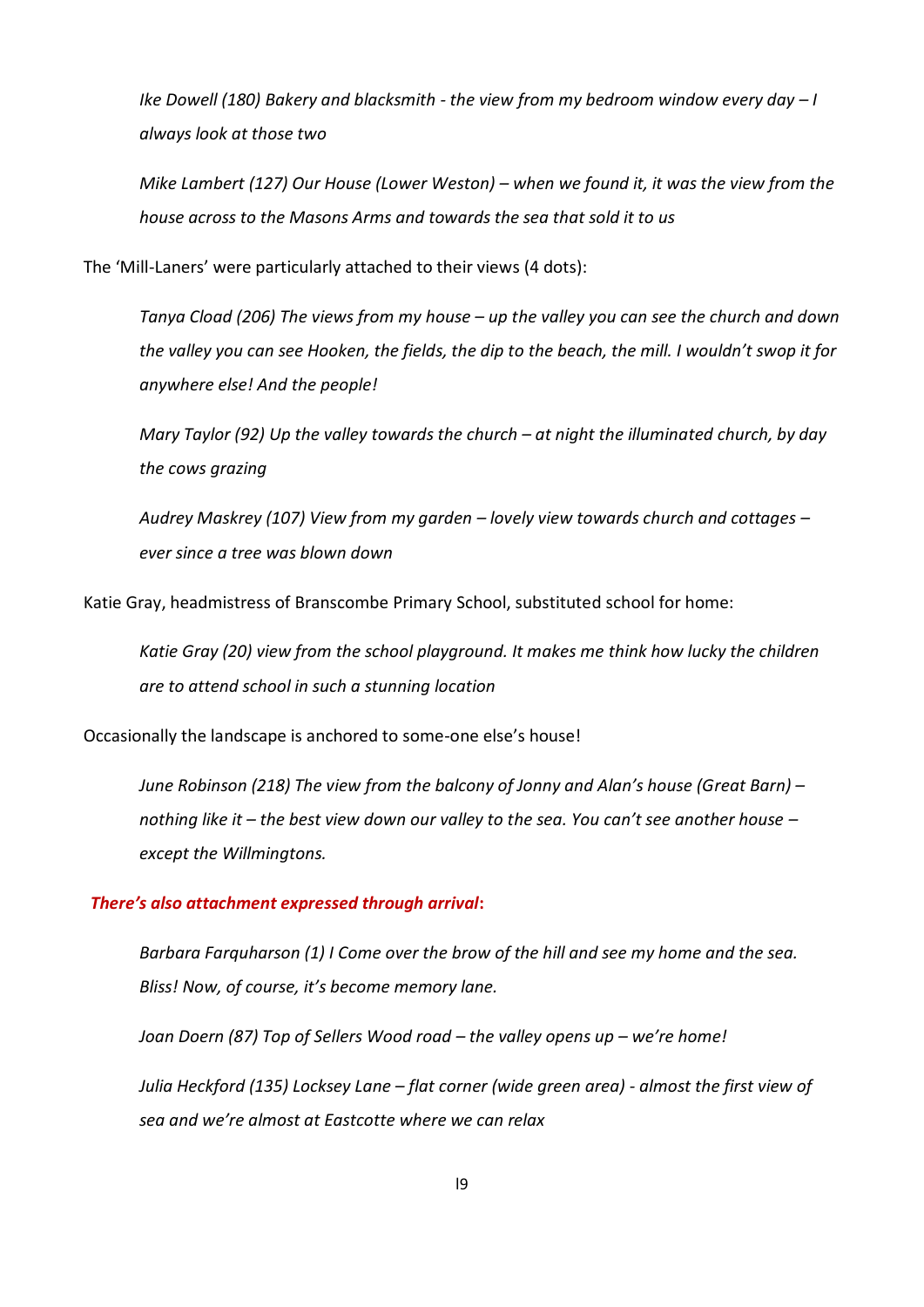*Ike Dowell (180) Bakery and blacksmith - the view from my bedroom window every day – I always look at those two*

*Mike Lambert (127) Our House (Lower Weston) – when we found it, it was the view from the house across to the Masons Arms and towards the sea that sold it to us*

The 'Mill-Laners' were particularly attached to their views (4 dots):

*Tanya Cload (206) The views from my house – up the valley you can see the church and down the valley you can see Hooken, the fields, the dip to the beach, the mill. I wouldn't swop it for anywhere else! And the people!*

*Mary Taylor (92) Up the valley towards the church – at night the illuminated church, by day the cows grazing*

*Audrey Maskrey (107) View from my garden – lovely view towards church and cottages – ever since a tree was blown down*

Katie Gray, headmistress of Branscombe Primary School, substituted school for home:

*Katie Gray (20) view from the school playground. It makes me think how lucky the children are to attend school in such a stunning location*

Occasionally the landscape is anchored to some-one else's house!

*June Robinson (218) The view from the balcony of Jonny and Alan's house (Great Barn) – nothing like it – the best view down our valley to the sea. You can't see another house – except the Willmingtons.*

***There's also attachment expressed through arrival*:**

*Barbara Farquharson (1) I Come over the brow of the hill and see my home and the sea. Bliss! Now, of course, it's become memory lane.*

*Joan Doern (87) Top of Sellers Wood road – the valley opens up – we're home!*

*Julia Heckford (135) Locksey Lane – flat corner (wide green area) - almost the first view of sea and we're almost at Eastcotte where we can relax*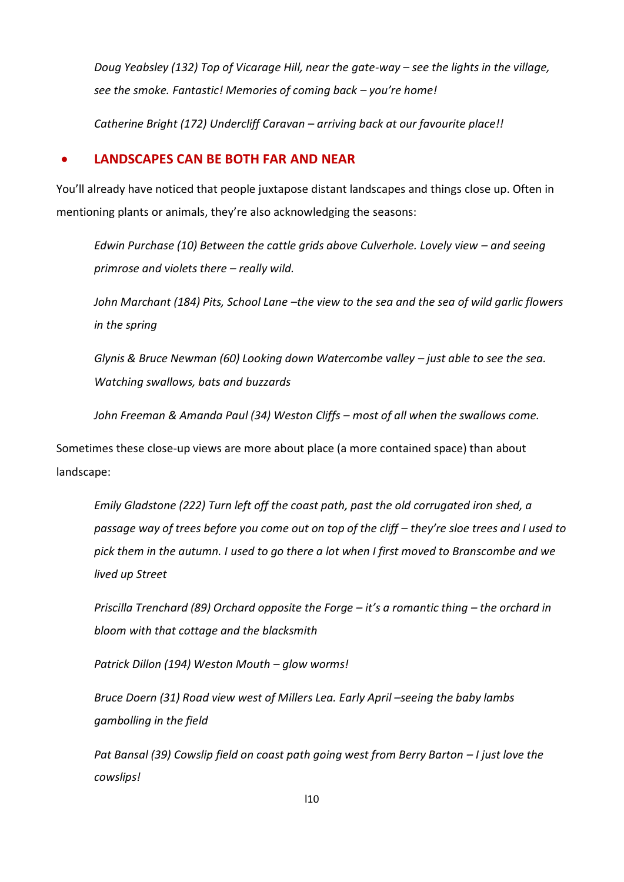*Doug Yeabsley (132) Top of Vicarage Hill, near the gate-way – see the lights in the village, see the smoke. Fantastic! Memories of coming back – you're home!*

*Catherine Bright (172) Undercliff Caravan – arriving back at our favourite place!!*

- **LANDSCAPES CAN BE BOTH FAR AND NEAR**

You'll already have noticed that people juxtapose distant landscapes and things close up. Often in mentioning plants or animals, they're also acknowledging the seasons:

*Edwin Purchase (10) Between the cattle grids above Culverhole. Lovely view – and seeing primrose and violets there – really wild.*

*John Marchant (184) Pits, School Lane –the view to the sea and the sea of wild garlic flowers in the spring*

*Glynis & Bruce Newman (60) Looking down Watercombe valley – just able to see the sea. Watching swallows, bats and buzzards*

*John Freeman & Amanda Paul (34) Weston Cliffs – most of all when the swallows come.*

Sometimes these close-up views are more about place (a more contained space) than about landscape:

*Emily Gladstone (222) Turn left off the coast path, past the old corrugated iron shed, a passage way of trees before you come out on top of the cliff – they're sloe trees and I used to pick them in the autumn. I used to go there a lot when I first moved to Branscombe and we lived up Street*

*Priscilla Trenchard (89) Orchard opposite the Forge – it's a romantic thing – the orchard in bloom with that cottage and the blacksmith*

*Patrick Dillon (194) Weston Mouth – glow worms!*

*Bruce Doern (31) Road view west of Millers Lea. Early April –seeing the baby lambs gambolling in the field*

*Pat Bansal (39) Cowslip field on coast path going west from Berry Barton – I just love the cowslips!*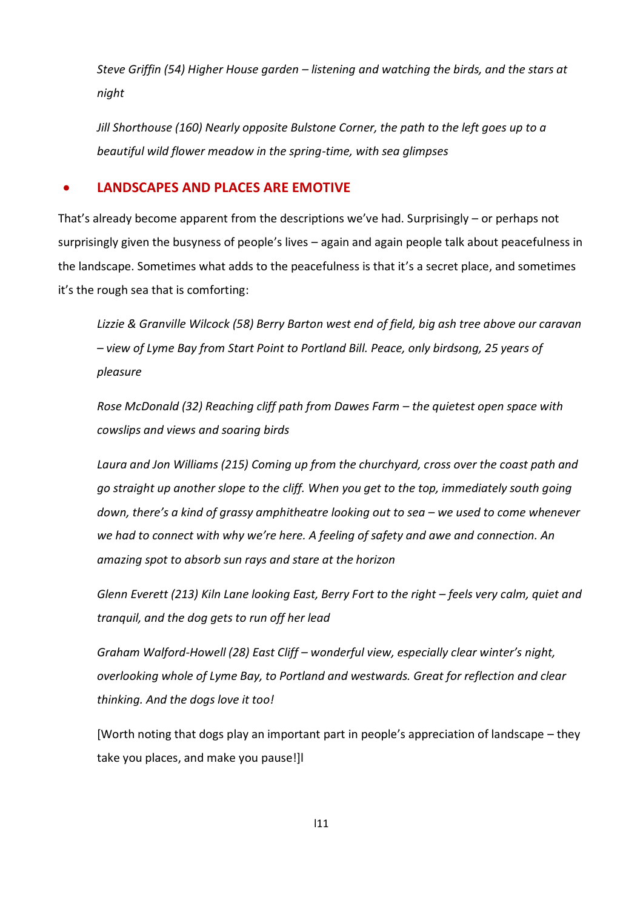*Steve Griffin (54) Higher House garden – listening and watching the birds, and the stars at night*

*Jill Shorthouse (160) Nearly opposite Bulstone Corner, the path to the left goes up to a beautiful wild flower meadow in the spring-time, with sea glimpses*

- ## LANDSCAPES AND PLACES ARE EMOTIVE

That's already become apparent from the descriptions we've had. Surprisingly – or perhaps not surprisingly given the busyness of people's lives – again and again people talk about peacefulness in the landscape. Sometimes what adds to the peacefulness is that it's a secret place, and sometimes it's the rough sea that is comforting:

*Lizzie & Granville Wilcock (58) Berry Barton west end of field, big ash tree above our caravan – view of Lyme Bay from Start Point to Portland Bill. Peace, only birdsong, 25 years of pleasure*

*Rose McDonald (32) Reaching cliff path from Dawes Farm – the quietest open space with cowslips and views and soaring birds*

*Laura and Jon Williams (215) Coming up from the churchyard, cross over the coast path and go straight up another slope to the cliff. When you get to the top, immediately south going down, there's a kind of grassy amphitheatre looking out to sea – we used to come whenever we had to connect with why we're here. A feeling of safety and awe and connection. An amazing spot to absorb sun rays and stare at the horizon*

*Glenn Everett (213) Kiln Lane looking East, Berry Fort to the right – feels very calm, quiet and tranquil, and the dog gets to run off her lead*

*Graham Walford-Howell (28) East Cliff – wonderful view, especially clear winter's night, overlooking whole of Lyme Bay, to Portland and westwards. Great for reflection and clear thinking. And the dogs love it too!*

[Worth noting that dogs play an important part in people's appreciation of landscape – they take you places, and make you pause!]l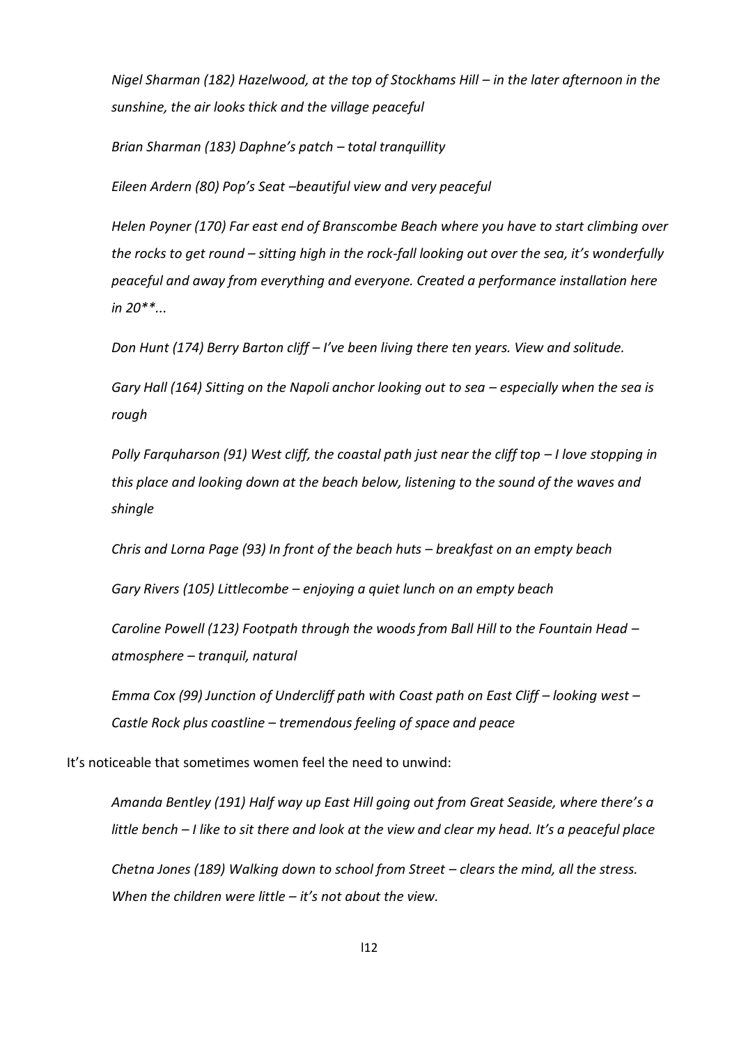*Nigel Sharman (182) Hazelwood, at the top of Stockhams Hill – in the later afternoon in the sunshine, the air looks thick and the village peaceful*

*Brian Sharman (183) Daphne's patch – total tranquillity*

*Eileen Ardern (80) Pop's Seat –beautiful view and very peaceful*

*Helen Poyner (170) Far east end of Branscombe Beach where you have to start climbing over the rocks to get round – sitting high in the rock-fall looking out over the sea, it's wonderfully peaceful and away from everything and everyone. Created a performance installation here in 20**...*

*Don Hunt (174) Berry Barton cliff – I've been living there ten years. View and solitude.*

*Gary Hall (164) Sitting on the Napoli anchor looking out to sea – especially when the sea is rough*

*Polly Farquharson (91) West cliff, the coastal path just near the cliff top – I love stopping in this place and looking down at the beach below, listening to the sound of the waves and shingle*

*Chris and Lorna Page (93) In front of the beach huts – breakfast on an empty beach*

*Gary Rivers (105) Littlecombe – enjoying a quiet lunch on an empty beach*

*Caroline Powell (123) Footpath through the woods from Ball Hill to the Fountain Head – atmosphere – tranquil, natural*

*Emma Cox (99) Junction of Undercliff path with Coast path on East Cliff – looking west – Castle Rock plus coastline – tremendous feeling of space and peace*

It's noticeable that sometimes women feel the need to unwind:

*Amanda Bentley (191) Half way up East Hill going out from Great Seaside, where there's a little bench – I like to sit there and look at the view and clear my head. It's a peaceful place*

*Chetna Jones (189) Walking down to school from Street – clears the mind, all the stress. When the children were little – it's not about the view.*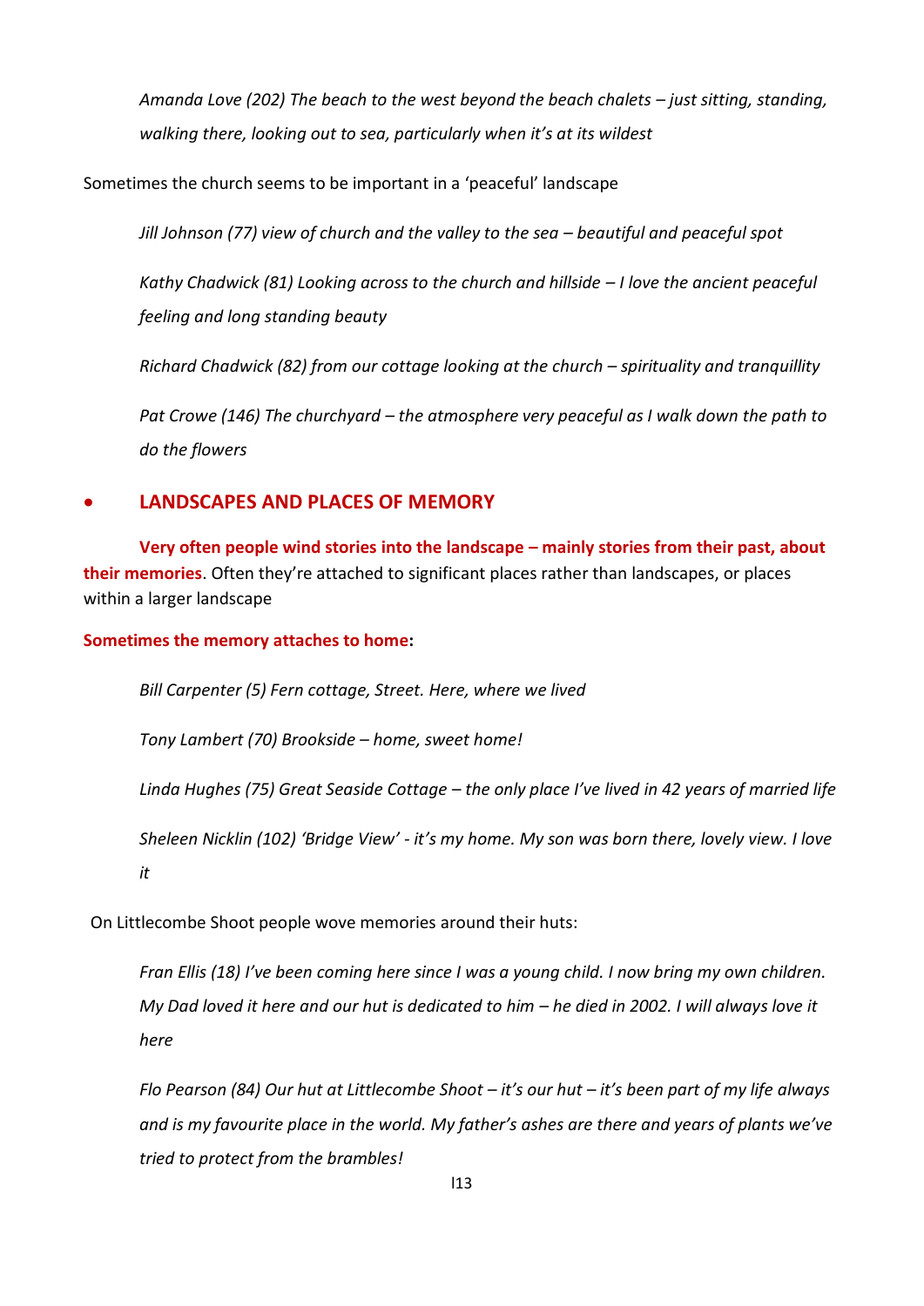*Amanda Love (202) The beach to the west beyond the beach chalets – just sitting, standing, walking there, looking out to sea, particularly when it's at its wildest*

Sometimes the church seems to be important in a 'peaceful' landscape

*Jill Johnson (77) view of church and the valley to the sea – beautiful and peaceful spot*

*Kathy Chadwick (81) Looking across to the church and hillside – I love the ancient peaceful feeling and long standing beauty*

*Richard Chadwick (82) from our cottage looking at the church – spirituality and tranquillity*

*Pat Crowe (146) The churchyard – the atmosphere very peaceful as I walk down the path to do the flowers*

- ## LANDSCAPES AND PLACES OF MEMORY

**Very often people wind stories into the landscape – mainly stories from their past, about their memories**. Often they're attached to significant places rather than landscapes, or places within a larger landscape

**Sometimes the memory attaches to home:**

*Bill Carpenter (5) Fern cottage, Street. Here, where we lived*

*Tony Lambert (70) Brookside – home, sweet home!*

*Linda Hughes (75) Great Seaside Cottage – the only place I've lived in 42 years of married life*

*Sheleen Nicklin (102) 'Bridge View' - it's my home. My son was born there, lovely view. I love it*

On Littlecombe Shoot people wove memories around their huts:

*Fran Ellis (18) I've been coming here since I was a young child. I now bring my own children. My Dad loved it here and our hut is dedicated to him – he died in 2002. I will always love it here*

*Flo Pearson (84) Our hut at Littlecombe Shoot – it's our hut – it's been part of my life always and is my favourite place in the world. My father's ashes are there and years of plants we've tried to protect from the brambles!*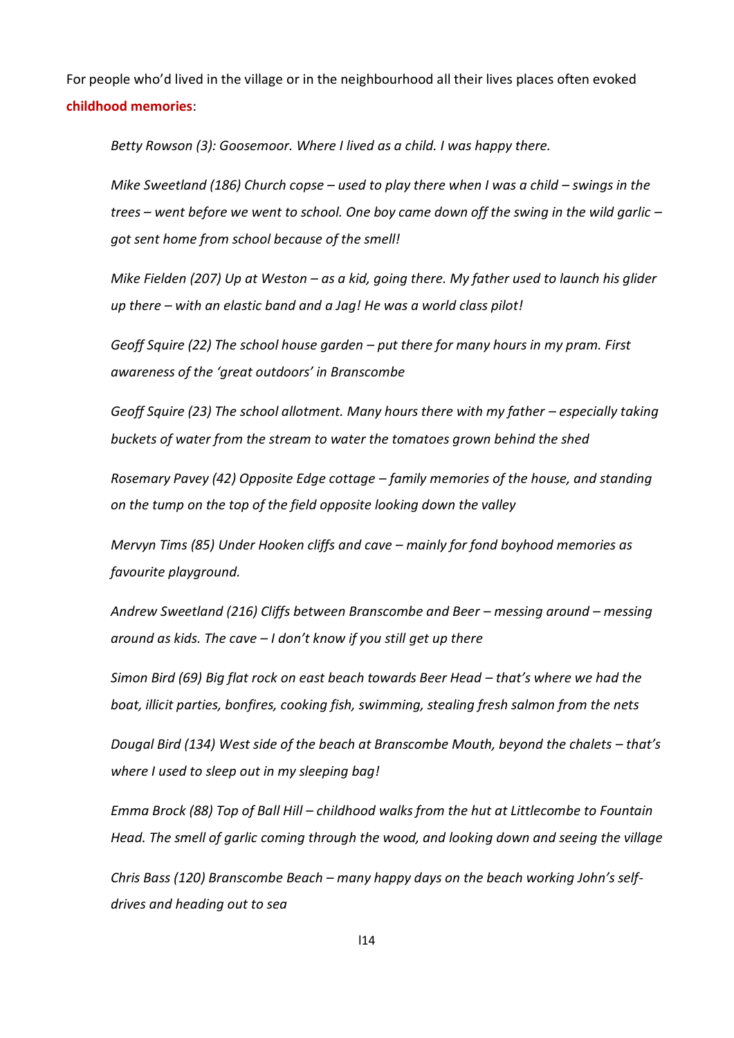For people who'd lived in the village or in the neighbourhood all their lives places often evoked **childhood memories**:

*Betty Rowson (3): Goosemoor. Where I lived as a child. I was happy there.*

*Mike Sweetland (186) Church copse – used to play there when I was a child – swings in the trees – went before we went to school. One boy came down off the swing in the wild garlic – got sent home from school because of the smell!*

*Mike Fielden (207) Up at Weston – as a kid, going there. My father used to launch his glider up there – with an elastic band and a Jag! He was a world class pilot!*

*Geoff Squire (22) The school house garden – put there for many hours in my pram. First awareness of the 'great outdoors' in Branscombe*

*Geoff Squire (23) The school allotment. Many hours there with my father – especially taking buckets of water from the stream to water the tomatoes grown behind the shed*

*Rosemary Pavey (42) Opposite Edge cottage – family memories of the house, and standing on the tump on the top of the field opposite looking down the valley*

*Mervyn Tims (85) Under Hooken cliffs and cave – mainly for fond boyhood memories as favourite playground.*

*Andrew Sweetland (216) Cliffs between Branscombe and Beer – messing around – messing around as kids. The cave – I don't know if you still get up there*

*Simon Bird (69) Big flat rock on east beach towards Beer Head – that's where we had the boat, illicit parties, bonfires, cooking fish, swimming, stealing fresh salmon from the nets*

*Dougal Bird (134) West side of the beach at Branscombe Mouth, beyond the chalets – that's where I used to sleep out in my sleeping bag!*

*Emma Brock (88) Top of Ball Hill – childhood walks from the hut at Littlecombe to Fountain Head. The smell of garlic coming through the wood, and looking down and seeing the village*

*Chris Bass (120) Branscombe Beach – many happy days on the beach working John's self-drives and heading out to sea*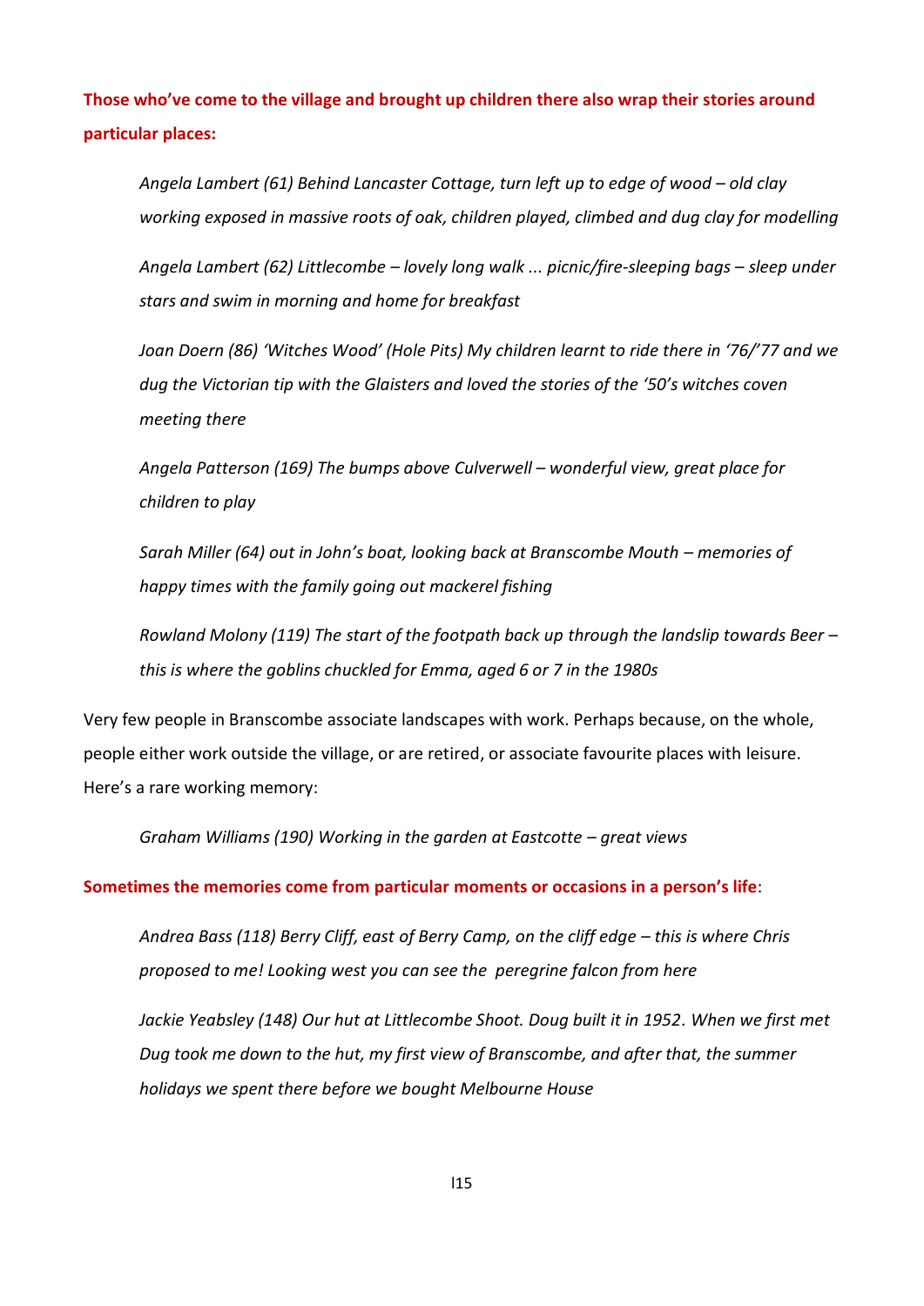**Those who've come to the village and brought up children there also wrap their stories around particular places:**

> *Angela Lambert (61) Behind Lancaster Cottage, turn left up to edge of wood – old clay working exposed in massive roots of oak, children played, climbed and dug clay for modelling*
>
> *Angela Lambert (62) Littlecombe – lovely long walk ... picnic/fire-sleeping bags – sleep under stars and swim in morning and home for breakfast*
>
> *Joan Doern (86) 'Witches Wood' (Hole Pits) My children learnt to ride there in '76/'77 and we dug the Victorian tip with the Glaisters and loved the stories of the '50's witches coven meeting there*
>
> *Angela Patterson (169) The bumps above Culverwell – wonderful view, great place for children to play*
>
> *Sarah Miller (64) out in John's boat, looking back at Branscombe Mouth – memories of happy times with the family going out mackerel fishing*
>
> *Rowland Molony (119) The start of the footpath back up through the landslip towards Beer – this is where the goblins chuckled for Emma, aged 6 or 7 in the 1980s*

Very few people in Branscombe associate landscapes with work. Perhaps because, on the whole, people either work outside the village, or are retired, or associate favourite places with leisure. Here's a rare working memory:

> *Graham Williams (190) Working in the garden at Eastcotte – great views*

**Sometimes the memories come from particular moments or occasions in a person's life**:

> *Andrea Bass (118) Berry Cliff, east of Berry Camp, on the cliff edge – this is where Chris proposed to me! Looking west you can see the peregrine falcon from here*
>
> *Jackie Yeabsley (148) Our hut at Littlecombe Shoot. Doug built it in 1952. When we first met Dug took me down to the hut, my first view of Branscombe, and after that, the summer holidays we spent there before we bought Melbourne House*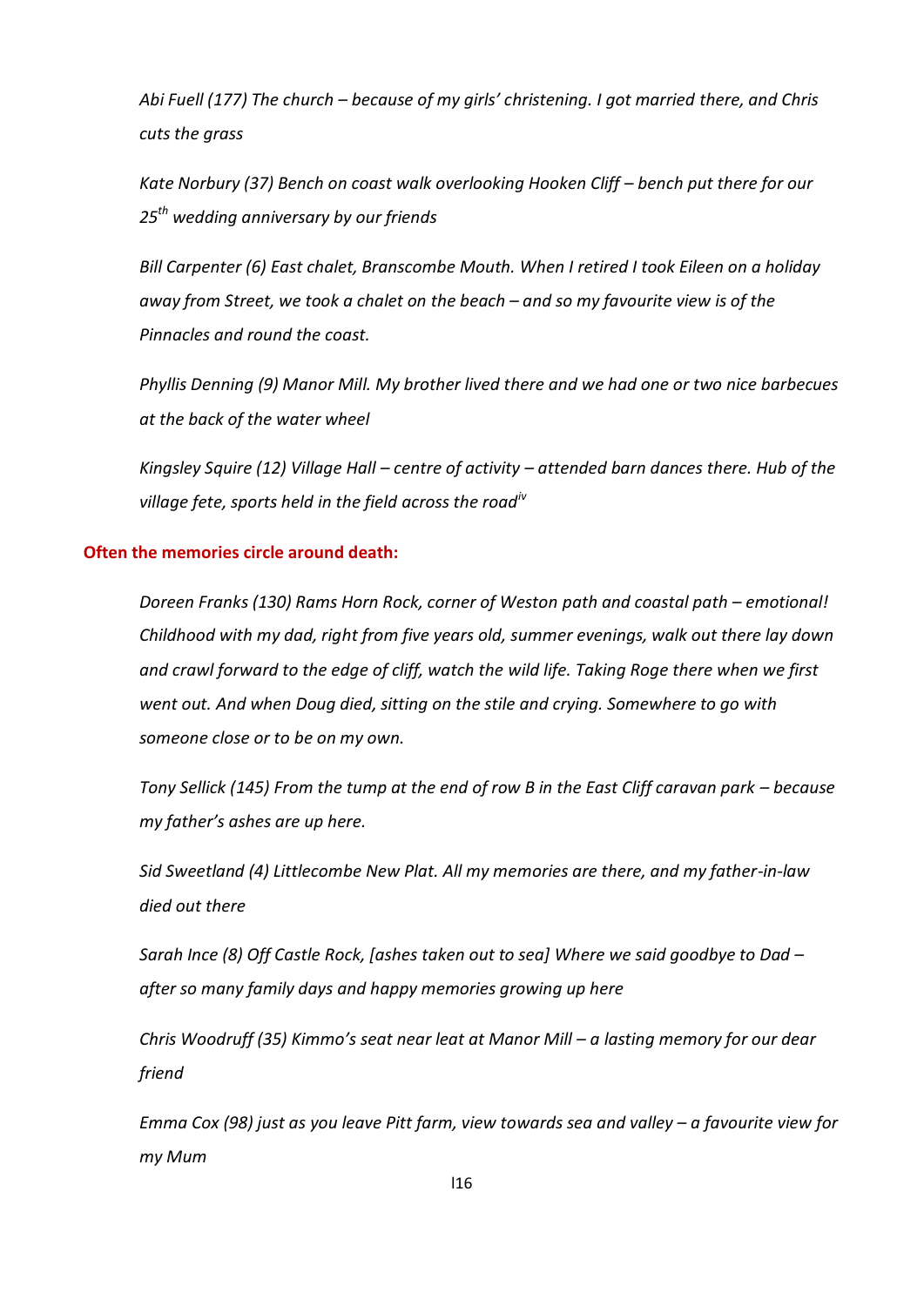*Abi Fuell (177) The church – because of my girls' christening. I got married there, and Chris cuts the grass*

*Kate Norbury (37) Bench on coast walk overlooking Hooken Cliff – bench put there for our 25th wedding anniversary by our friends*

*Bill Carpenter (6) East chalet, Branscombe Mouth. When I retired I took Eileen on a holiday away from Street, we took a chalet on the beach – and so my favourite view is of the Pinnacles and round the coast.*

*Phyllis Denning (9) Manor Mill. My brother lived there and we had one or two nice barbecues at the back of the water wheel*

*Kingsley Squire (12) Village Hall – centre of activity – attended barn dances there. Hub of the village fete, sports held in the field across the road*[iv]

**Often the memories circle around death:**

*Doreen Franks (130) Rams Horn Rock, corner of Weston path and coastal path – emotional! Childhood with my dad, right from five years old, summer evenings, walk out there lay down and crawl forward to the edge of cliff, watch the wild life. Taking Roge there when we first went out. And when Doug died, sitting on the stile and crying. Somewhere to go with someone close or to be on my own.*

*Tony Sellick (145) From the tump at the end of row B in the East Cliff caravan park – because my father's ashes are up here.*

*Sid Sweetland (4) Littlecombe New Plat. All my memories are there, and my father-in-law died out there*

*Sarah Ince (8) Off Castle Rock, [ashes taken out to sea] Where we said goodbye to Dad – after so many family days and happy memories growing up here*

*Chris Woodruff (35) Kimmo's seat near leat at Manor Mill – a lasting memory for our dear friend*

*Emma Cox (98) just as you leave Pitt farm, view towards sea and valley – a favourite view for my Mum*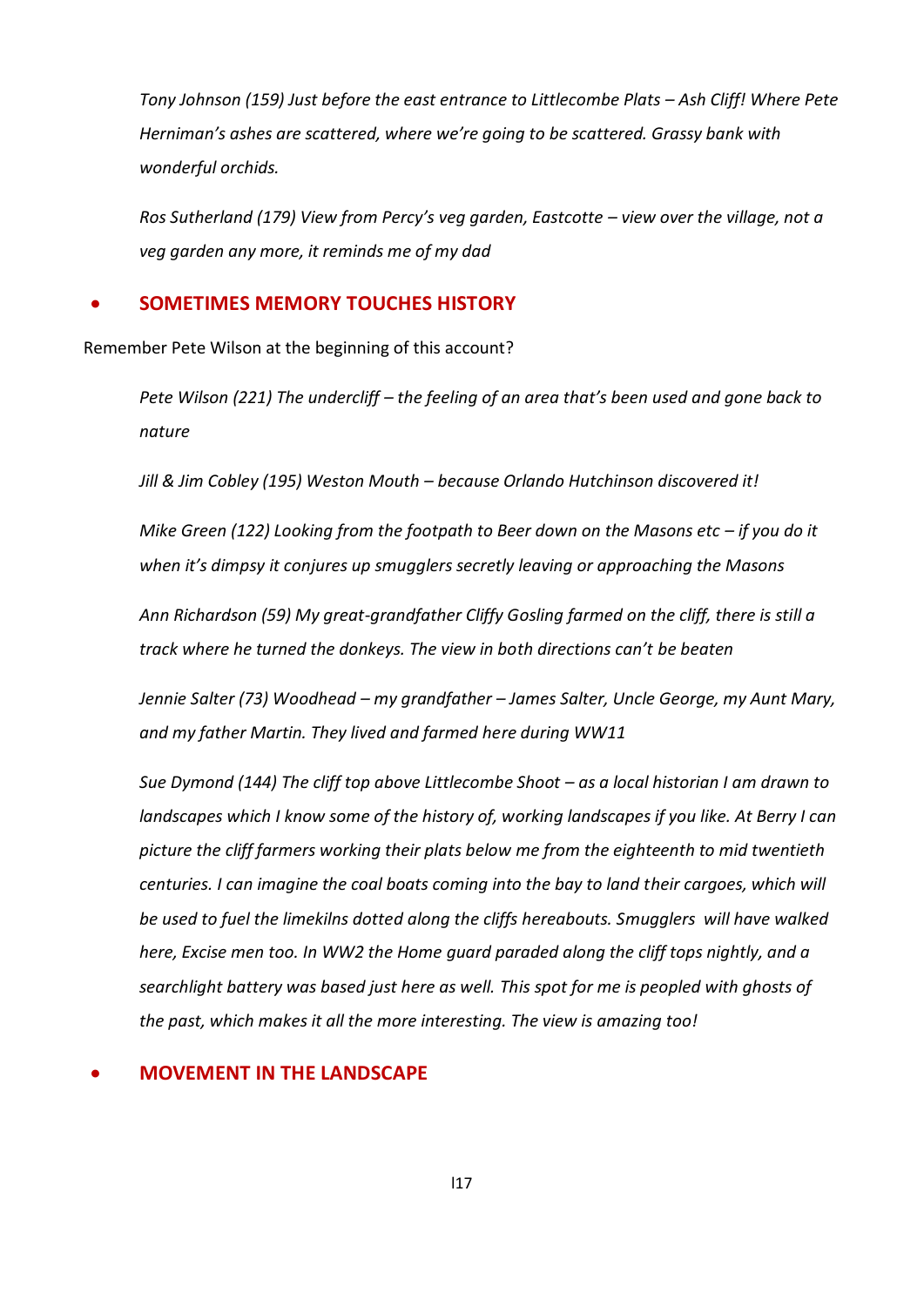*Tony Johnson (159) Just before the east entrance to Littlecombe Plats – Ash Cliff! Where Pete Herniman's ashes are scattered, where we're going to be scattered. Grassy bank with wonderful orchids.*

*Ros Sutherland (179) View from Percy's veg garden, Eastcotte – view over the village, not a veg garden any more, it reminds me of my dad*

- ## SOMETIMES MEMORY TOUCHES HISTORY

Remember Pete Wilson at the beginning of this account?

*Pete Wilson (221) The undercliff – the feeling of an area that's been used and gone back to nature*

*Jill & Jim Cobley (195) Weston Mouth – because Orlando Hutchinson discovered it!*

*Mike Green (122) Looking from the footpath to Beer down on the Masons etc – if you do it when it's dimpsy it conjures up smugglers secretly leaving or approaching the Masons*

*Ann Richardson (59) My great-grandfather Cliffy Gosling farmed on the cliff, there is still a track where he turned the donkeys. The view in both directions can't be beaten*

*Jennie Salter (73) Woodhead – my grandfather – James Salter, Uncle George, my Aunt Mary, and my father Martin. They lived and farmed here during WW11*

*Sue Dymond (144) The cliff top above Littlecombe Shoot – as a local historian I am drawn to landscapes which I know some of the history of, working landscapes if you like. At Berry I can picture the cliff farmers working their plats below me from the eighteenth to mid twentieth centuries. I can imagine the coal boats coming into the bay to land their cargoes, which will be used to fuel the limekilns dotted along the cliffs hereabouts. Smugglers will have walked here, Excise men too. In WW2 the Home guard paraded along the cliff tops nightly, and a searchlight battery was based just here as well. This spot for me is peopled with ghosts of the past, which makes it all the more interesting. The view is amazing too!*

- ## MOVEMENT IN THE LANDSCAPE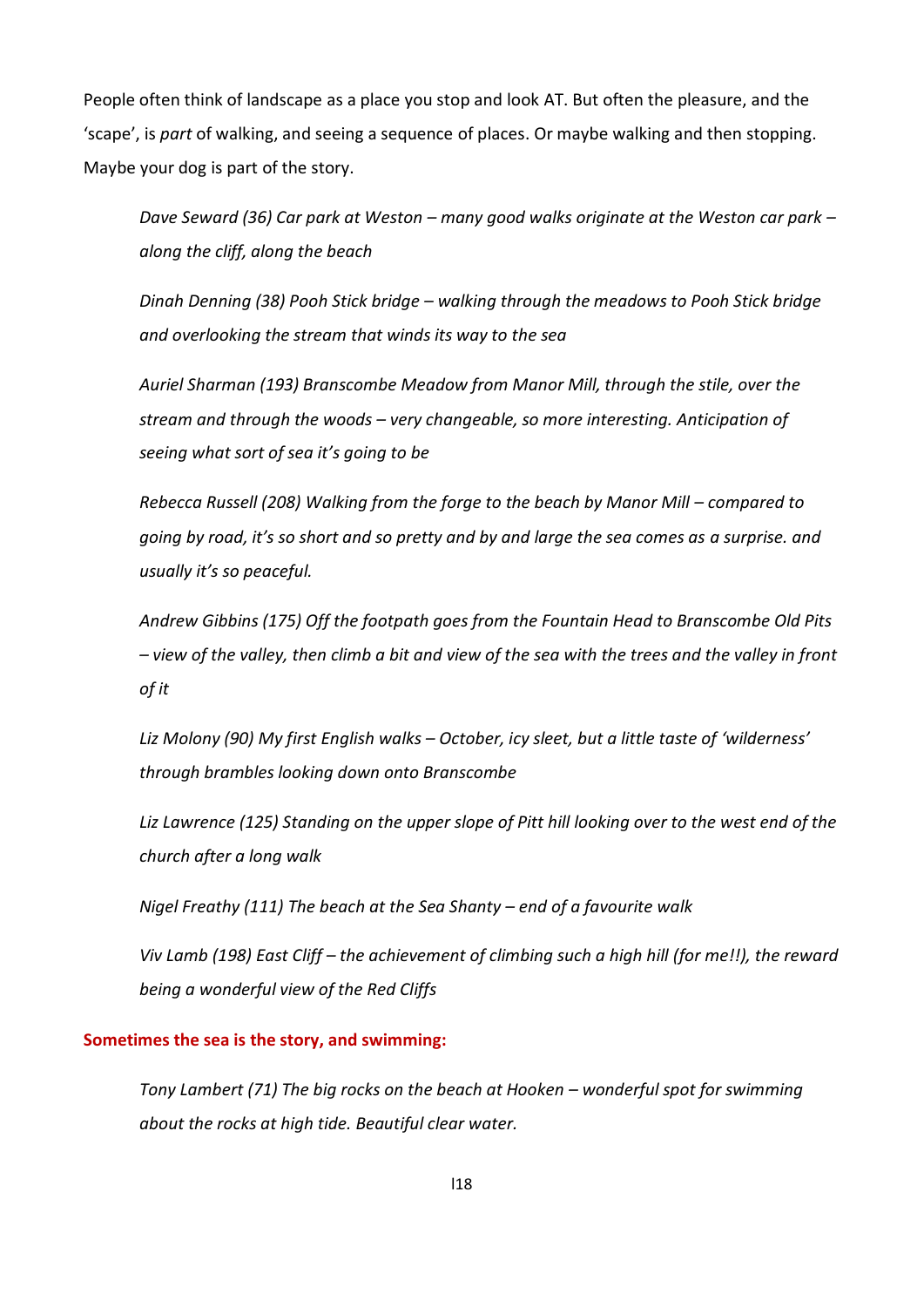People often think of landscape as a place you stop and look AT. But often the pleasure, and the 'scape', is *part* of walking, and seeing a sequence of places. Or maybe walking and then stopping. Maybe your dog is part of the story.

> *Dave Seward (36) Car park at Weston – many good walks originate at the Weston car park – along the cliff, along the beach*
>
> *Dinah Denning (38) Pooh Stick bridge – walking through the meadows to Pooh Stick bridge and overlooking the stream that winds its way to the sea*
>
> *Auriel Sharman (193) Branscombe Meadow from Manor Mill, through the stile, over the stream and through the woods – very changeable, so more interesting. Anticipation of seeing what sort of sea it's going to be*
>
> *Rebecca Russell (208) Walking from the forge to the beach by Manor Mill – compared to going by road, it's so short and so pretty and by and large the sea comes as a surprise. and usually it's so peaceful.*
>
> *Andrew Gibbins (175) Off the footpath goes from the Fountain Head to Branscombe Old Pits – view of the valley, then climb a bit and view of the sea with the trees and the valley in front of it*
>
> *Liz Molony (90) My first English walks – October, icy sleet, but a little taste of 'wilderness' through brambles looking down onto Branscombe*
>
> *Liz Lawrence (125) Standing on the upper slope of Pitt hill looking over to the west end of the church after a long walk*
>
> *Nigel Freathy (111) The beach at the Sea Shanty – end of a favourite walk*
>
> *Viv Lamb (198) East Cliff – the achievement of climbing such a high hill (for me!!), the reward being a wonderful view of the Red Cliffs*

**Sometimes the sea is the story, and swimming:**

> *Tony Lambert (71) The big rocks on the beach at Hooken – wonderful spot for swimming about the rocks at high tide. Beautiful clear water.*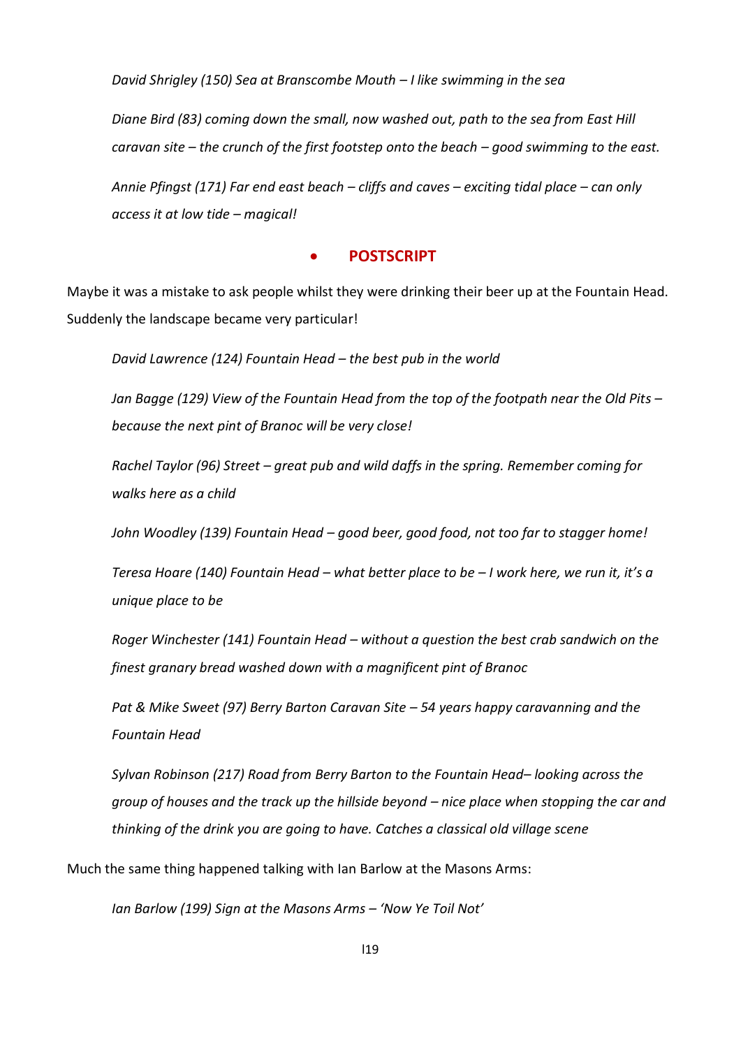*David Shrigley (150) Sea at Branscombe Mouth – I like swimming in the sea*

*Diane Bird (83) coming down the small, now washed out, path to the sea from East Hill caravan site – the crunch of the first footstep onto the beach – good swimming to the east.*

*Annie Pfingst (171) Far end east beach – cliffs and caves – exciting tidal place – can only access it at low tide – magical!*

## • POSTSCRIPT

Maybe it was a mistake to ask people whilst they were drinking their beer up at the Fountain Head. Suddenly the landscape became very particular!

*David Lawrence (124) Fountain Head – the best pub in the world*

*Jan Bagge (129) View of the Fountain Head from the top of the footpath near the Old Pits – because the next pint of Branoc will be very close!*

*Rachel Taylor (96) Street – great pub and wild daffs in the spring. Remember coming for walks here as a child*

*John Woodley (139) Fountain Head – good beer, good food, not too far to stagger home!*

*Teresa Hoare (140) Fountain Head – what better place to be – I work here, we run it, it's a unique place to be*

*Roger Winchester (141) Fountain Head – without a question the best crab sandwich on the finest granary bread washed down with a magnificent pint of Branoc*

*Pat & Mike Sweet (97) Berry Barton Caravan Site – 54 years happy caravanning and the Fountain Head*

*Sylvan Robinson (217) Road from Berry Barton to the Fountain Head– looking across the group of houses and the track up the hillside beyond – nice place when stopping the car and thinking of the drink you are going to have. Catches a classical old village scene*

Much the same thing happened talking with Ian Barlow at the Masons Arms:

*Ian Barlow (199) Sign at the Masons Arms – 'Now Ye Toil Not'*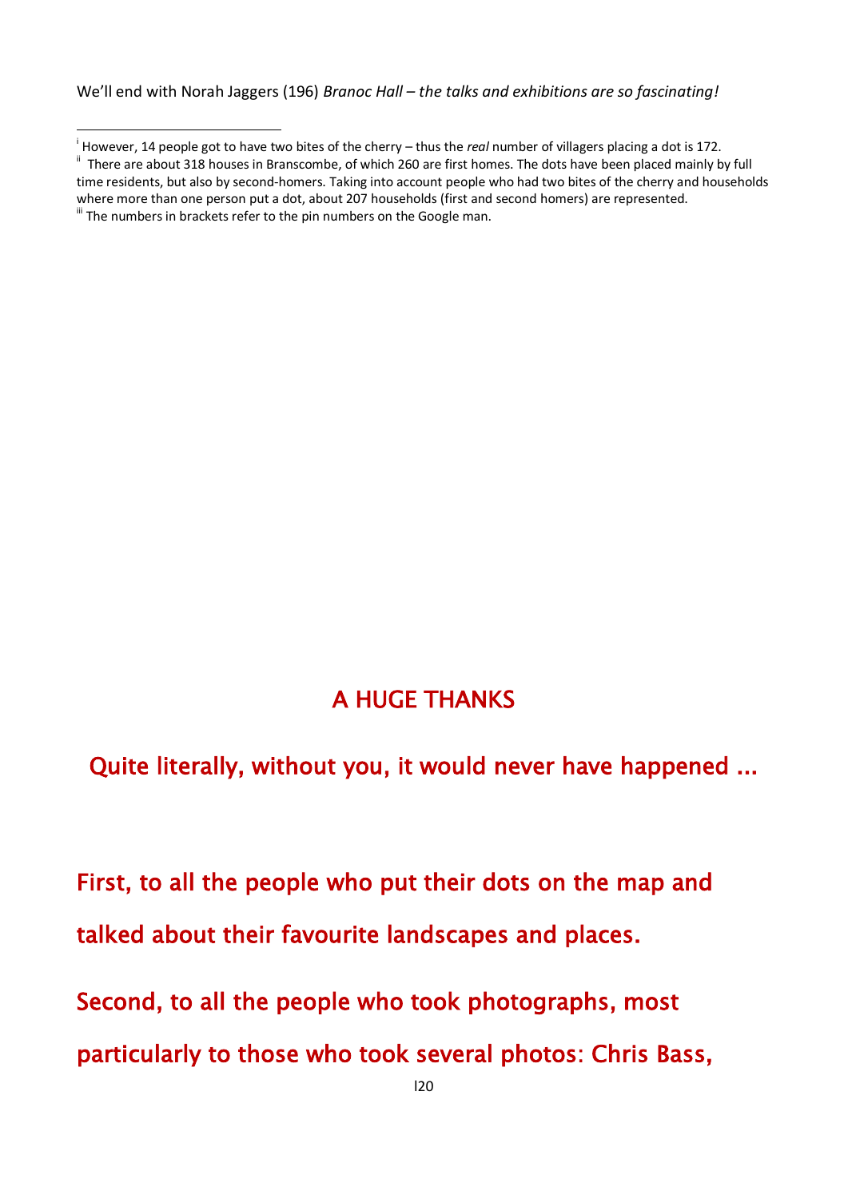We'll end with Norah Jaggers (196) *Branoc Hall – the talks and exhibitions are so fascinating!*

---

[i] However, 14 people got to have two bites of the cherry – thus the *real* number of villagers placing a dot is 172.

[ii] There are about 318 houses in Branscombe, of which 260 are first homes. The dots have been placed mainly by full time residents, but also by second-homers. Taking into account people who had two bites of the cherry and households where more than one person put a dot, about 207 households (first and second homers) are represented.

[iii] The numbers in brackets refer to the pin numbers on the Google man.

## A HUGE THANKS

**Quite literally, without you, it would never have happened ...**

**First, to all the people who put their dots on the map and talked about their favourite landscapes and places.**

**Second, to all the people who took photographs, most particularly to those who took several photos: Chris Bass,**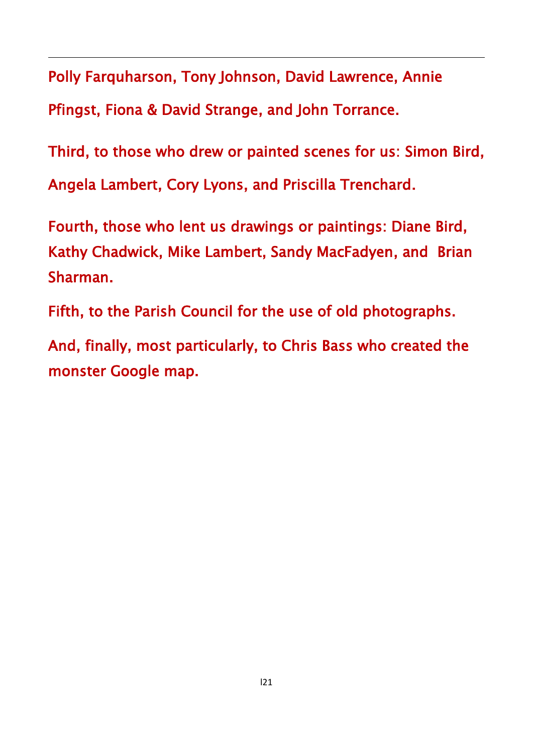Polly Farquharson, Tony Johnson, David Lawrence, Annie Pfingst, Fiona & David Strange, and John Torrance.

Third, to those who drew or painted scenes for us: Simon Bird, Angela Lambert, Cory Lyons, and Priscilla Trenchard.

Fourth, those who lent us drawings or paintings: Diane Bird, Kathy Chadwick, Mike Lambert, Sandy MacFadyen, and Brian Sharman.

Fifth, to the Parish Council for the use of old photographs.

And, finally, most particularly, to Chris Bass who created the monster Google map.